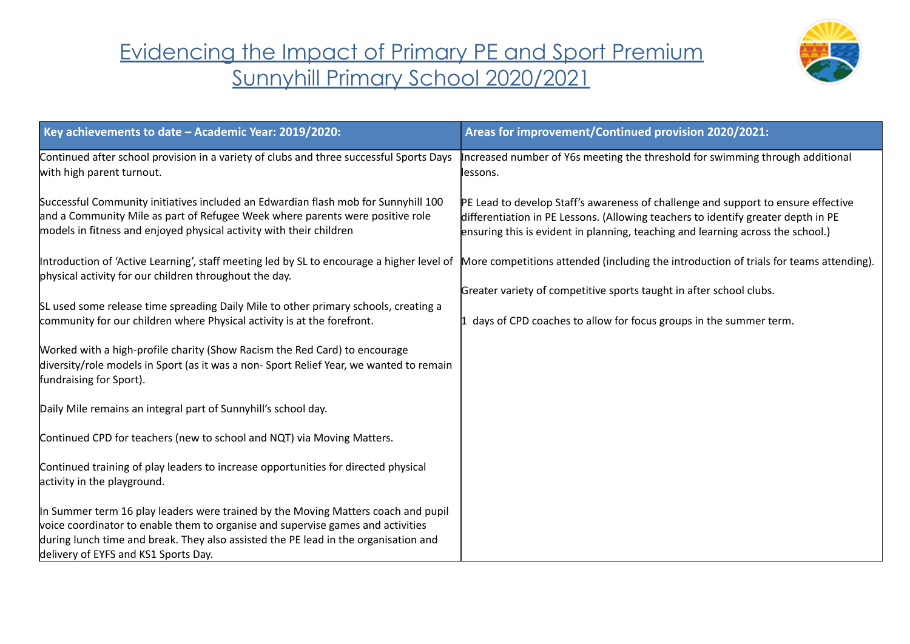# Evidencing the Impact of Primary PE and Sport Premium
# Sunnyhill Primary School 2020/2021

| Key achievements to date – Academic Year: 2019/2020: | Areas for improvement/Continued provision 2020/2021: |
|---|---|
| Continued after school provision in a variety of clubs and three successful Sports Days with high parent turnout.<br><br>Successful Community initiatives included an Edwardian flash mob for Sunnyhill 100 and a Community Mile as part of Refugee Week where parents were positive role models in fitness and enjoyed physical activity with their children<br><br>Introduction of 'Active Learning', staff meeting led by SL to encourage a higher level of physical activity for our children throughout the day.<br><br>SL used some release time spreading Daily Mile to other primary schools, creating a community for our children where Physical activity is at the forefront.<br><br>Worked with a high-profile charity (Show Racism the Red Card) to encourage diversity/role models in Sport (as it was a non- Sport Relief Year, we wanted to remain fundraising for Sport).<br><br>Daily Mile remains an integral part of Sunnyhill's school day.<br><br>Continued CPD for teachers (new to school and NQT) via Moving Matters.<br><br>Continued training of play leaders to increase opportunities for directed physical activity in the playground.<br><br>In Summer term 16 play leaders were trained by the Moving Matters coach and pupil voice coordinator to enable them to organise and supervise games and activities during lunch time and break. They also assisted the PE lead in the organisation and delivery of EYFS and KS1 Sports Day. | Increased number of Y6s meeting the threshold for swimming through additional lessons.<br><br>PE Lead to develop Staff's awareness of challenge and support to ensure effective differentiation in PE Lessons. (Allowing teachers to identify greater depth in PE ensuring this is evident in planning, teaching and learning across the school.)<br><br>More competitions attended (including the introduction of trials for teams attending).<br><br>Greater variety of competitive sports taught in after school clubs.<br><br>1 days of CPD coaches to allow for focus groups in the summer term. |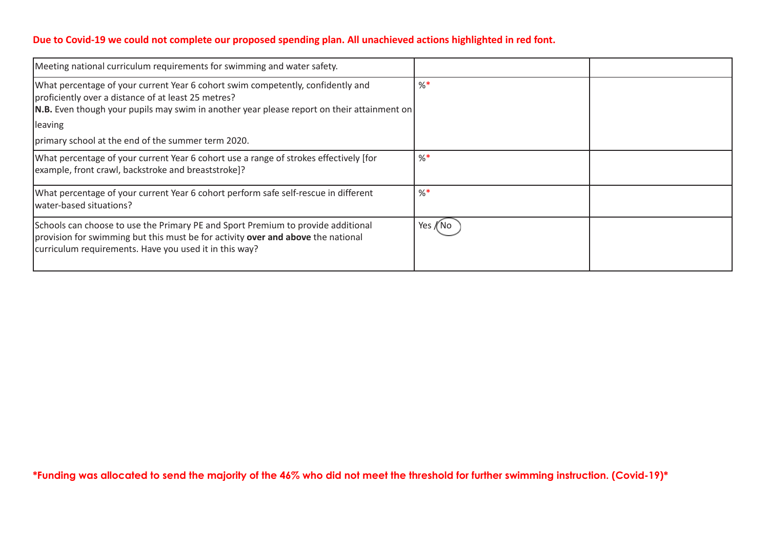**Due to Covid-19 we could not complete our proposed spending plan. All unachieved actions highlighted in red font.**

| Meeting national curriculum requirements for swimming and water safety. | | |
|---|---|---|
| What percentage of your current Year 6 cohort swim competently, confidently and proficiently over a distance of at least 25 metres?<br>**N.B.** Even though your pupils may swim in another year please report on their attainment on leaving<br>primary school at the end of the summer term 2020. | %* | |
| What percentage of your current Year 6 cohort use a range of strokes effectively [for example, front crawl, backstroke and breaststroke]? | %* | |
| What percentage of your current Year 6 cohort perform safe self-rescue in different water-based situations? | %* | |
| Schools can choose to use the Primary PE and Sport Premium to provide additional provision for swimming but this must be for activity **over and above** the national curriculum requirements. Have you used it in this way? | Yes / No (circled: No) | |

***Funding was allocated to send the majority of the 46% who did not meet the threshold for further swimming instruction. (Covid-19)***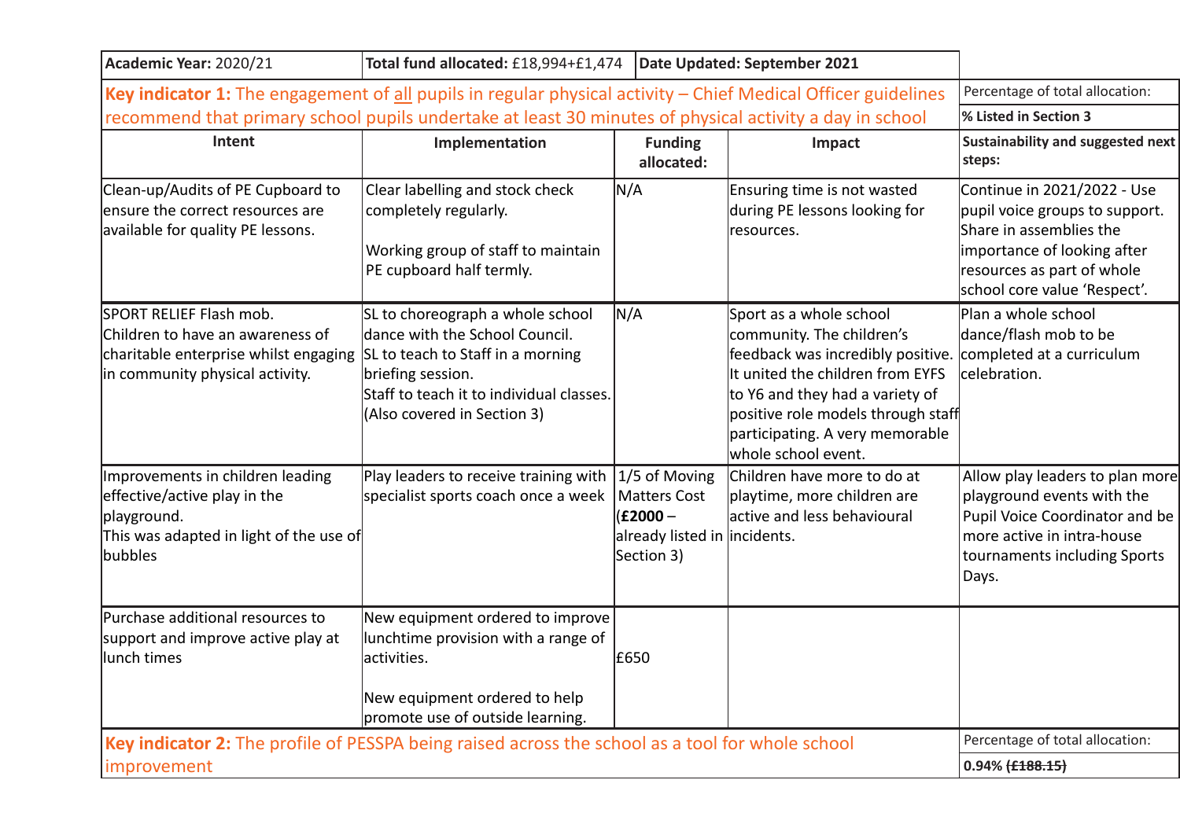| **Academic Year:** 2020/21 | **Total fund allocated:** £18,994+£1,474 | **Date Updated: September 2021** | | |
|---|---|---|---|---|
| **Key indicator 1:** The engagement of all pupils in regular physical activity – Chief Medical Officer guidelines recommend that primary school pupils undertake at least 30 minutes of physical activity a day in school | | | | Percentage of total allocation: **% Listed in Section 3** |
| **Intent** | **Implementation** | **Funding allocated:** | **Impact** | **Sustainability and suggested next steps:** |
| Clean-up/Audits of PE Cupboard to ensure the correct resources are available for quality PE lessons. | Clear labelling and stock check completely regularly.<br><br>Working group of staff to maintain PE cupboard half termly. | N/A | Ensuring time is not wasted during PE lessons looking for resources. | Continue in 2021/2022 - Use pupil voice groups to support. Share in assemblies the importance of looking after resources as part of whole school core value 'Respect'. |
| SPORT RELIEF Flash mob.<br>Children to have an awareness of charitable enterprise whilst engaging in community physical activity. | SL to choreograph a whole school dance with the School Council.<br>SL to teach to Staff in a morning briefing session.<br>Staff to teach it to individual classes.<br>(Also covered in Section 3) | N/A | Sport as a whole school community. The children's feedback was incredibly positive. It united the children from EYFS to Y6 and they had a variety of positive role models through staff participating. A very memorable whole school event. | Plan a whole school dance/flash mob to be completed at a curriculum celebration. |
| Improvements in children leading effective/active play in the playground.<br>This was adapted in light of the use of bubbles | Play leaders to receive training with specialist sports coach once a week | 1/5 of Moving Matters Cost (**£2000** – already listed in Section 3) | Children have more to do at playtime, more children are active and less behavioural incidents. | Allow play leaders to plan more playground events with the Pupil Voice Coordinator and be more active in intra-house tournaments including Sports Days. |
| Purchase additional resources to support and improve active play at lunch times | New equipment ordered to improve lunchtime provision with a range of activities.<br><br>New equipment ordered to help promote use of outside learning. | £650 | | |
| **Key indicator 2:** The profile of PESSPA being raised across the school as a tool for whole school improvement | | | | Percentage of total allocation: **0.94% ~~(£188.15)~~** |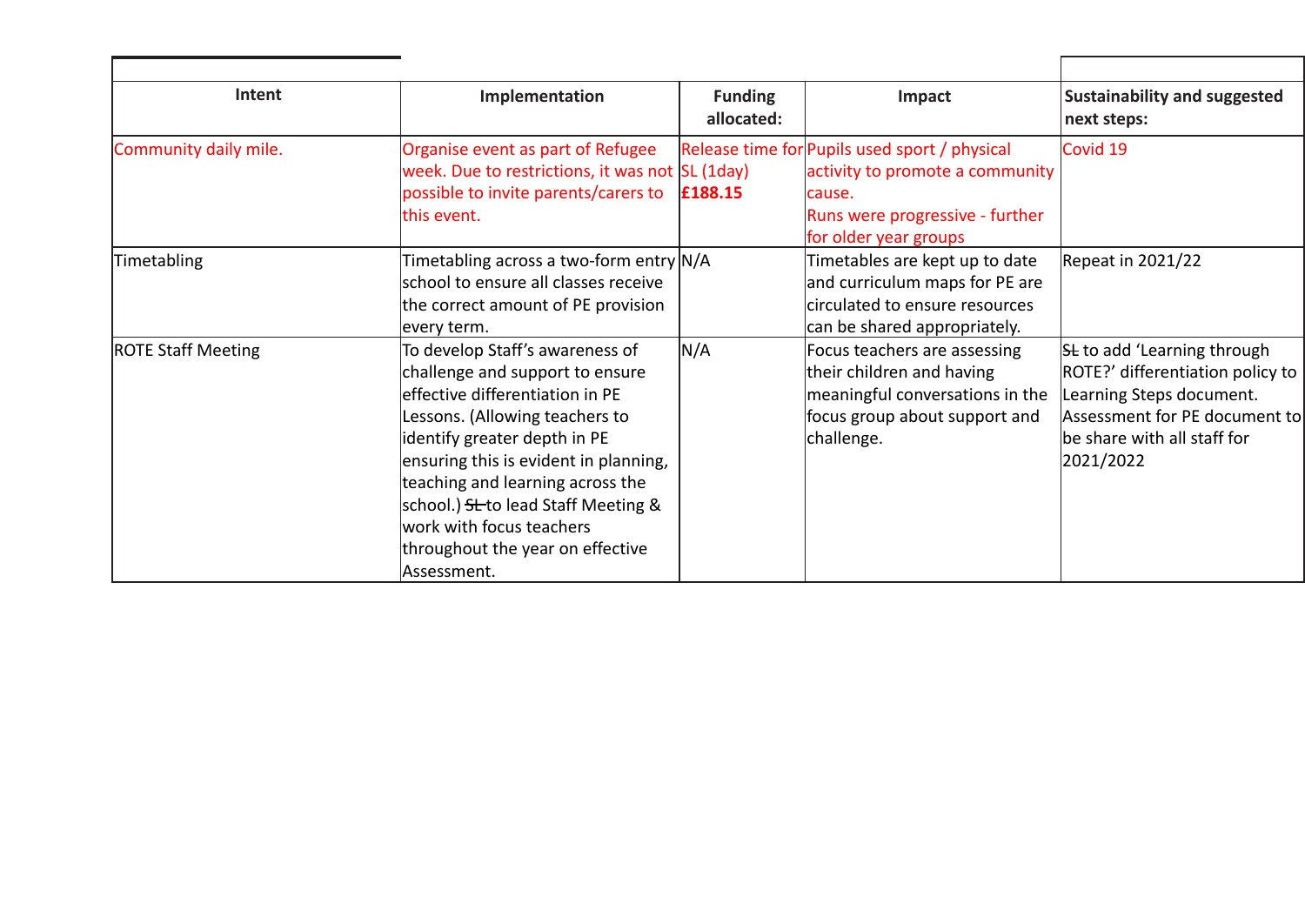| Intent | Implementation | Funding allocated: | Impact | Sustainability and suggested next steps: |
|---|---|---|---|---|
| Community daily mile. | Organise event as part of Refugee week. Due to restrictions, it was not possible to invite parents/carers to this event. | Release time for SL (1day) **£188.15** | Pupils used sport / physical activity to promote a community cause.<br>Runs were progressive - further for older year groups | Covid 19 |
| Timetabling | Timetabling across a two-form entry school to ensure all classes receive the correct amount of PE provision every term. | N/A | Timetables are kept up to date and curriculum maps for PE are circulated to ensure resources can be shared appropriately. | Repeat in 2021/22 |
| ROTE Staff Meeting | To develop Staff's awareness of challenge and support to ensure effective differentiation in PE Lessons. (Allowing teachers to identify greater depth in PE ensuring this is evident in planning, teaching and learning across the school.) ~~SL~~ to lead Staff Meeting & work with focus teachers throughout the year on effective Assessment. | N/A | Focus teachers are assessing their children and having meaningful conversations in the focus group about support and challenge. | ~~SL~~ to add 'Learning through ROTE?' differentiation policy to Learning Steps document. Assessment for PE document to be share with all staff for 2021/2022 |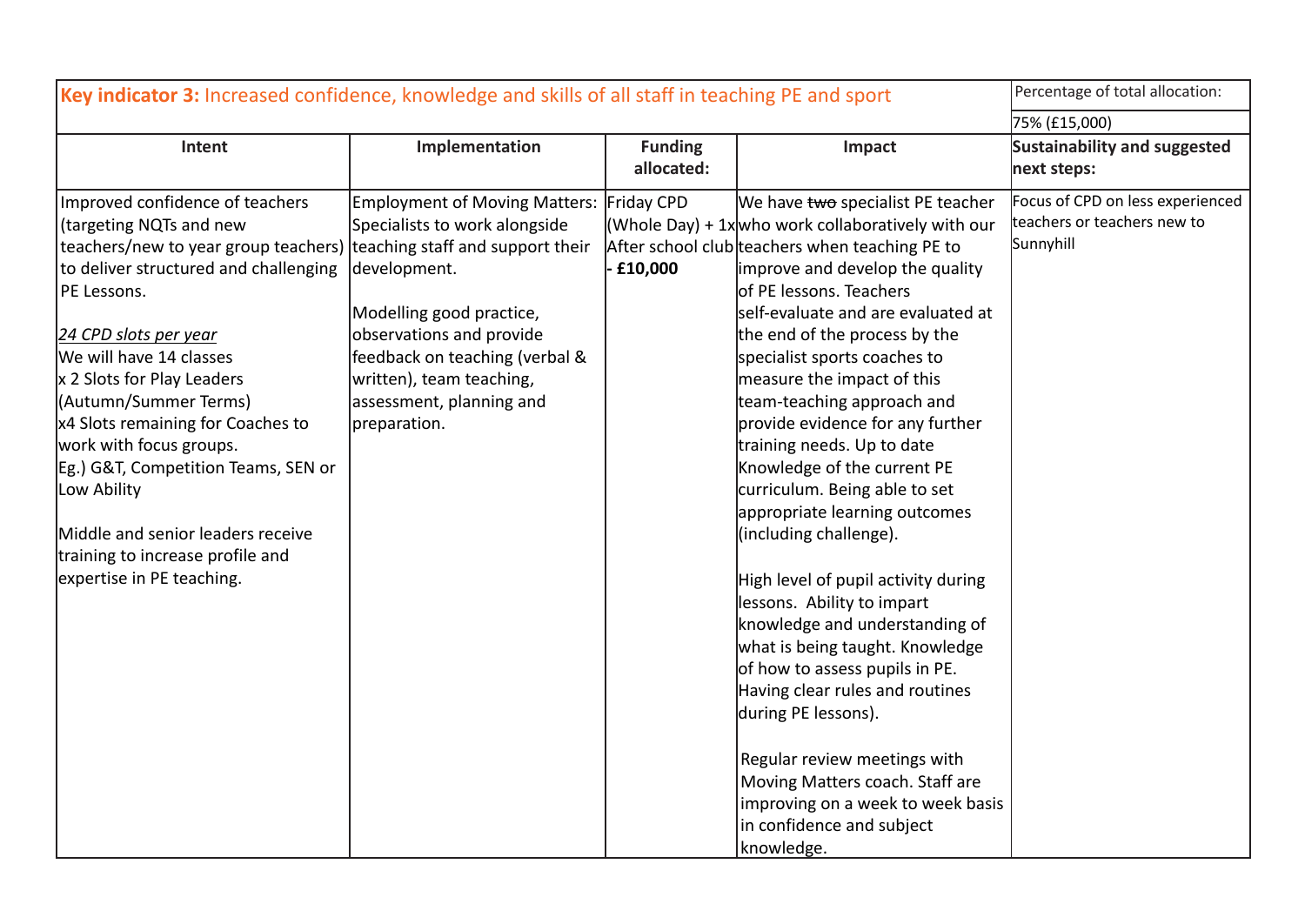| **Key indicator 3:** Increased confidence, knowledge and skills of all staff in teaching PE and sport | | | | Percentage of total allocation: 75% (£15,000) |
|---|---|---|---|---|
| **Intent** | **Implementation** | **Funding allocated:** | **Impact** | **Sustainability and suggested next steps:** |
| Improved confidence of teachers (targeting NQTs and new teachers/new to year group teachers) to deliver structured and challenging PE Lessons.<br><br>*24 CPD slots per year*<br>We will have 14 classes<br>x 2 Slots for Play Leaders (Autumn/Summer Terms)<br>x4 Slots remaining for Coaches to work with focus groups.<br>Eg.) G&T, Competition Teams, SEN or Low Ability<br><br>Middle and senior leaders receive training to increase profile and expertise in PE teaching. | Employment of Moving Matters: Specialists to work alongside teaching staff and support their development.<br><br>Modelling good practice, observations and provide feedback on teaching (verbal & written), team teaching, assessment, planning and preparation. | Friday CPD (Whole Day) + 1x After school club **- £10,000** | We have ~~two~~ specialist PE teacher who work collaboratively with our teachers when teaching PE to improve and develop the quality of PE lessons. Teachers self-evaluate and are evaluated at the end of the process by the specialist sports coaches to measure the impact of this team-teaching approach and provide evidence for any further training needs. Up to date Knowledge of the current PE curriculum. Being able to set appropriate learning outcomes (including challenge).<br><br>High level of pupil activity during lessons. Ability to impart knowledge and understanding of what is being taught. Knowledge of how to assess pupils in PE. Having clear rules and routines during PE lessons).<br><br>Regular review meetings with Moving Matters coach. Staff are improving on a week to week basis in confidence and subject knowledge. | Focus of CPD on less experienced teachers or teachers new to Sunnyhill |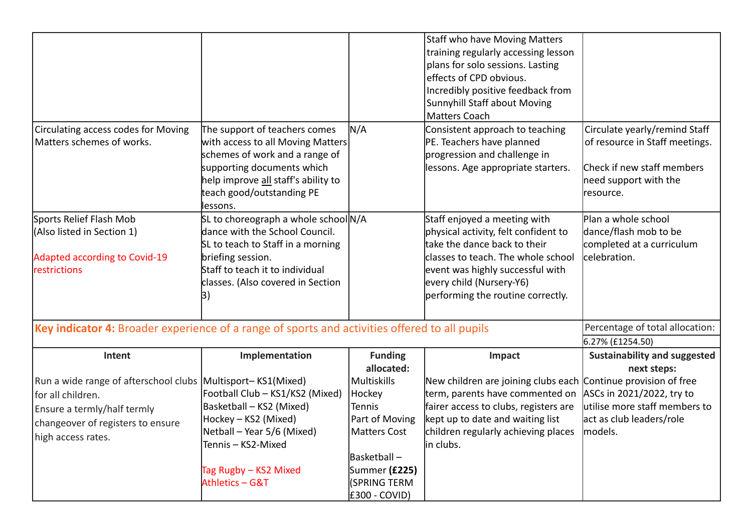| | | | | |
|---|---|---|---|---|
| | | | Staff who have Moving Matters training regularly accessing lesson plans for solo sessions. Lasting effects of CPD obvious.<br>Incredibly positive feedback from Sunnyhill Staff about Moving Matters Coach | |
| Circulating access codes for Moving Matters schemes of works. | The support of teachers comes with access to all Moving Matters schemes of work and a range of supporting documents which help improve all staff's ability to teach good/outstanding PE lessons. | N/A | Consistent approach to teaching PE. Teachers have planned progression and challenge in lessons. Age appropriate starters. | Circulate yearly/remind Staff of resource in Staff meetings.<br><br>Check if new staff members need support with the resource. |
| Sports Relief Flash Mob<br>(Also listed in Section 1)<br><br>Adapted according to Covid-19 restrictions | SL to choreograph a whole school dance with the School Council.<br>SL to teach to Staff in a morning briefing session.<br>Staff to teach it to individual classes. (Also covered in Section 3) | N/A | Staff enjoyed a meeting with physical activity, felt confident to take the dance back to their classes to teach. The whole school event was highly successful with every child (Nursery-Y6) performing the routine correctly. | Plan a whole school dance/flash mob to be completed at a curriculum celebration. |

| **Key indicator 4:** Broader experience of a range of sports and activities offered to all pupils | | | | Percentage of total allocation: |
|---|---|---|---|---|
| | | | | 6.27% (£1254.50) |
| **Intent** | **Implementation** | **Funding allocated:** | **Impact** | **Sustainability and suggested next steps:** |
| Run a wide range of afterschool clubs for all children.<br>Ensure a termly/half termly changeover of registers to ensure high access rates. | Multisport– KS1(Mixed)<br>Football Club – KS1/KS2 (Mixed)<br>Basketball – KS2 (Mixed)<br>Hockey – KS2 (Mixed)<br>Netball – Year 5/6 (Mixed)<br>Tennis – KS2-Mixed<br><br>Tag Rugby – KS2 Mixed<br>Athletics – G&T | Multiskills<br>Hockey<br>Tennis<br>Part of Moving Matters Cost<br><br>Basketball – Summer **(£225)** (SPRING TERM £300 - COVID) | New children are joining clubs each term, parents have commented on fairer access to clubs, registers are kept up to date and waiting list children regularly achieving places in clubs. | Continue provision of free ASCs in 2021/2022, try to utilise more staff members to act as club leaders/role models. |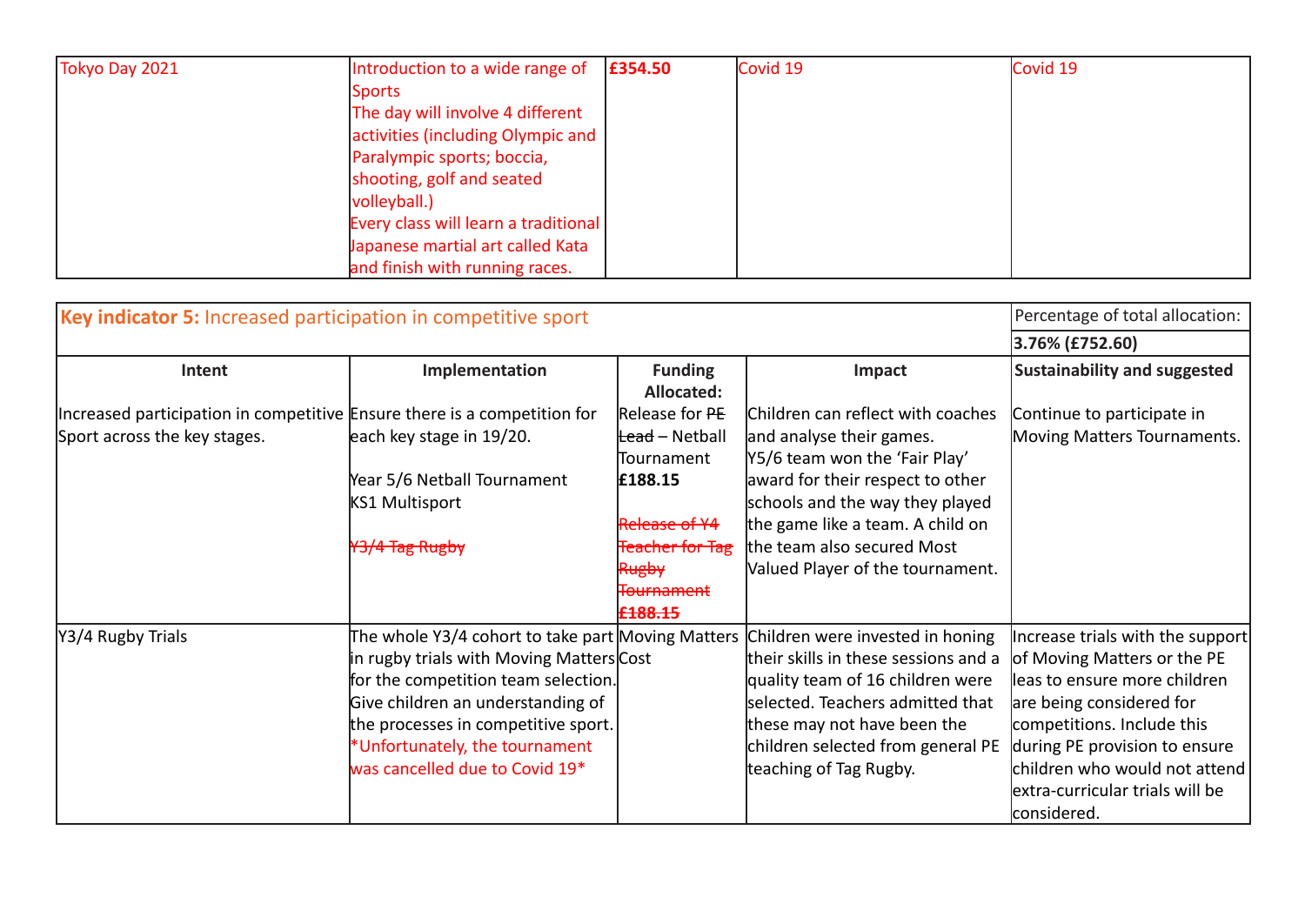| Tokyo Day 2021 | Introduction to a wide range of Sports<br>The day will involve 4 different activities (including Olympic and Paralympic sports; boccia, shooting, golf and seated volleyball.)<br>Every class will learn a traditional Japanese martial art called Kata and finish with running races. | **£354.50** | Covid 19 | Covid 19 |
|---|---|---|---|---|

| **Key indicator 5:** Increased participation in competitive sport | | | | Percentage of total allocation: |
|---|---|---|---|---|
| | | | | **3.76% (£752.60)** |
| **Intent** | **Implementation** | **Funding Allocated:** | **Impact** | **Sustainability and suggested** |
| Increased participation in competitive Sport across the key stages. | Ensure there is a competition for each key stage in 19/20.<br><br>Year 5/6 Netball Tournament<br>KS1 Multisport<br><br>~~Y3/4 Tag Rugby~~ | Release for ~~PE Lead~~ – Netball Tournament<br>**£188.15**<br><br>~~Release of Y4 Teacher for Tag Rugby Tournament~~<br>~~**£188.15**~~ | Children can reflect with coaches and analyse their games.<br>Y5/6 team won the 'Fair Play' award for their respect to other schools and the way they played the game like a team. A child on the team also secured Most Valued Player of the tournament. | Continue to participate in Moving Matters Tournaments. |
| Y3/4 Rugby Trials | The whole Y3/4 cohort to take part in rugby trials with Moving Matters for the competition team selection. Give children an understanding of the processes in competitive sport.<br>*Unfortunately, the tournament was cancelled due to Covid 19* | Moving Matters Cost | Children were invested in honing their skills in these sessions and a quality team of 16 children were selected. Teachers admitted that these may not have been the children selected from general PE teaching of Tag Rugby. | Increase trials with the support of Moving Matters or the PE leas to ensure more children are being considered for competitions. Include this during PE provision to ensure children who would not attend extra-curricular trials will be considered. |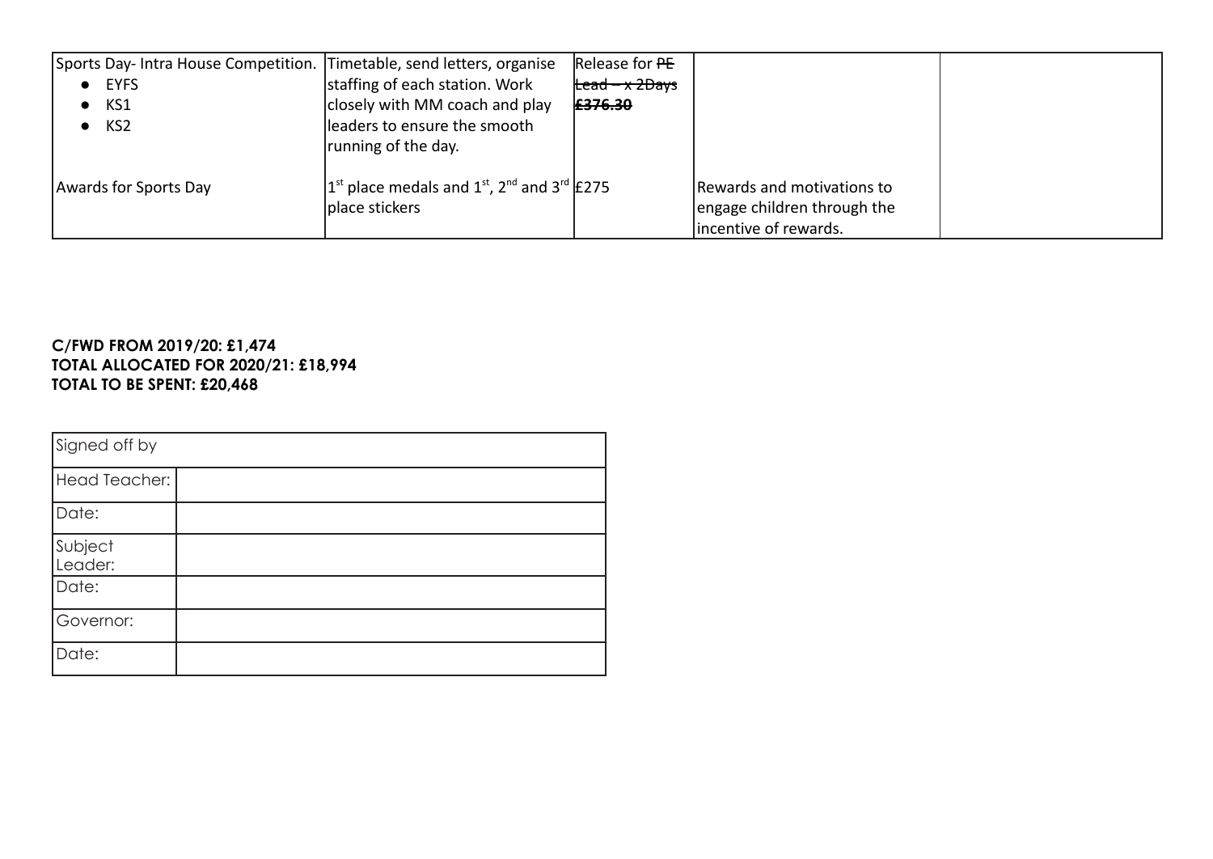| | | | | |
|---|---|---|---|---|
| Sports Day- Intra House Competition.<br>• EYFS<br>• KS1<br>• KS2 | Timetable, send letters, organise staffing of each station. Work closely with MM coach and play leaders to ensure the smooth running of the day. | Release for ~~PE Lead – x 2Days~~ ~~**£376.30**~~ | | |
| Awards for Sports Day | 1st place medals and 1st, 2nd and 3rd place stickers | £275 | Rewards and motivations to engage children through the incentive of rewards. | |

**C/FWD FROM 2019/20: £1,474**
**TOTAL ALLOCATED FOR 2020/21: £18,994**
**TOTAL TO BE SPENT: £20,468**

| Signed off by | |
|---|---|
| Head Teacher: | |
| Date: | |
| Subject Leader: | |
| Date: | |
| Governor: | |
| Date: | |